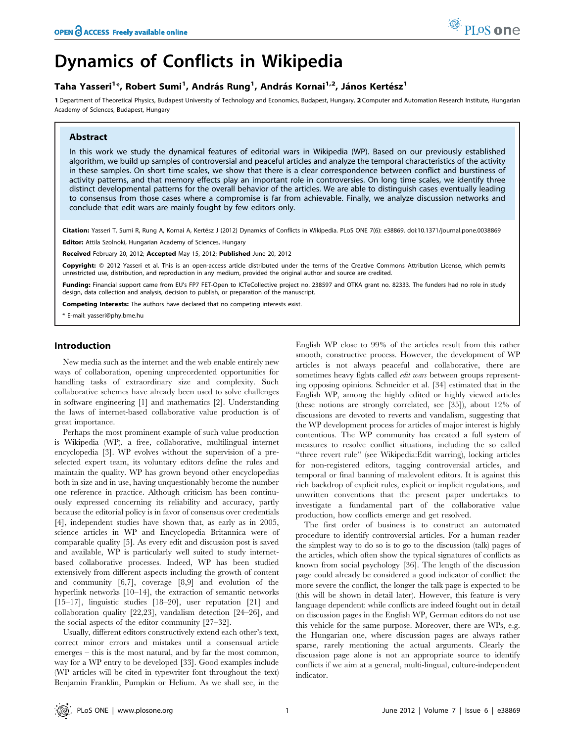# Dynamics of Conflicts in Wikipedia

**Taha Yasseri[1]*, Robert Sumi[1], András Rung[1], András Kornai[1,2], János Kertész[1]**

1 Department of Theoretical Physics, Budapest University of Technology and Economics, Budapest, Hungary, 2 Computer and Automation Research Institute, Hungarian Academy of Sciences, Budapest, Hungary

## Abstract

In this work we study the dynamical features of editorial wars in Wikipedia (WP). Based on our previously established algorithm, we build up samples of controversial and peaceful articles and analyze the temporal characteristics of the activity in these samples. On short time scales, we show that there is a clear correspondence between conflict and burstiness of activity patterns, and that memory effects play an important role in controversies. On long time scales, we identify three distinct developmental patterns for the overall behavior of the articles. We are able to distinguish cases eventually leading to consensus from those cases where a compromise is far from achievable. Finally, we analyze discussion networks and conclude that edit wars are mainly fought by few editors only.

**Citation:** Yasseri T, Sumi R, Rung A, Kornai A, Kertész J (2012) Dynamics of Conflicts in Wikipedia. PLoS ONE 7(6): e38869. doi:10.1371/journal.pone.0038869

**Editor:** Attila Szolnoki, Hungarian Academy of Sciences, Hungary

**Received** February 20, 2012; **Accepted** May 15, 2012; **Published** June 20, 2012

**Copyright:** © 2012 Yasseri et al. This is an open-access article distributed under the terms of the Creative Commons Attribution License, which permits unrestricted use, distribution, and reproduction in any medium, provided the original author and source are credited.

**Funding:** Financial support came from EU's FP7 FET-Open to ICTeCollective project no. 238597 and OTKA grant no. 82333. The funders had no role in study design, data collection and analysis, decision to publish, or preparation of the manuscript.

**Competing Interests:** The authors have declared that no competing interests exist.

* E-mail: yasseri@phy.bme.hu

## Introduction

New media such as the internet and the web enable entirely new ways of collaboration, opening unprecedented opportunities for handling tasks of extraordinary size and complexity. Such collaborative schemes have already been used to solve challenges in software engineering [1] and mathematics [2]. Understanding the laws of internet-based collaborative value production is of great importance.

Perhaps the most prominent example of such value production is Wikipedia (WP), a free, collaborative, multilingual internet encyclopedia [3]. WP evolves without the supervision of a pre-selected expert team, its voluntary editors define the rules and maintain the quality. WP has grown beyond other encyclopedias both in size and in use, having unquestionably become the number one reference in practice. Although criticism has been continuously expressed concerning its reliability and accuracy, partly because the editorial policy is in favor of consensus over credentials [4], independent studies have shown that, as early as in 2005, science articles in WP and Encyclopedia Britannica were of comparable quality [5]. As every edit and discussion post is saved and available, WP is particularly well suited to study internet-based collaborative processes. Indeed, WP has been studied extensively from different aspects including the growth of content and community [6,7], coverage [8,9] and evolution of the hyperlink networks [10–14], the extraction of semantic networks [15–17], linguistic studies [18–20], user reputation [21] and collaboration quality [22,23], vandalism detection [24–26], and the social aspects of the editor community [27–32].

Usually, different editors constructively extend each other's text, correct minor errors and mistakes until a consensual article emerges – this is the most natural, and by far the most common, way for a WP entry to be developed [33]. Good examples include (WP articles will be cited in typewriter font throughout the text) `Benjamin Franklin`, `Pumpkin` or `Helium`. As we shall see, in the English WP close to 99% of the articles result from this rather smooth, constructive process. However, the development of WP articles is not always peaceful and collaborative, there are sometimes heavy fights called *edit wars* between groups representing opposing opinions. Schneider et al. [34] estimated that in the English WP, among the highly edited or highly viewed articles (these notions are strongly correlated, see [35]), about 12% of discussions are devoted to reverts and vandalism, suggesting that the WP development process for articles of major interest is highly contentious. The WP community has created a full system of measures to resolve conflict situations, including the so called "three revert rule" (see `Wikipedia:Edit warring`), locking articles for non-registered editors, tagging controversial articles, and temporal or final banning of malevolent editors. It is against this rich backdrop of explicit rules, explicit or implicit regulations, and unwritten conventions that the present paper undertakes to investigate a fundamental part of the collaborative value production, how conflicts emerge and get resolved.

The first order of business is to construct an automated procedure to identify controversial articles. For a human reader the simplest way to do so is to go to the discussion (talk) pages of the articles, which often show the typical signatures of conflicts as known from social psychology [36]. The length of the discussion page could already be considered a good indicator of conflict: the more severe the conflict, the longer the talk page is expected to be (this will be shown in detail later). However, this feature is very language dependent: while conflicts are indeed fought out in detail on discussion pages in the English WP, German editors do not use this vehicle for the same purpose. Moreover, there are WPs, e.g. the Hungarian one, where discussion pages are always rather sparse, rarely mentioning the actual arguments. Clearly the discussion page alone is not an appropriate source to identify conflicts if we aim at a general, multi-lingual, culture-independent indicator.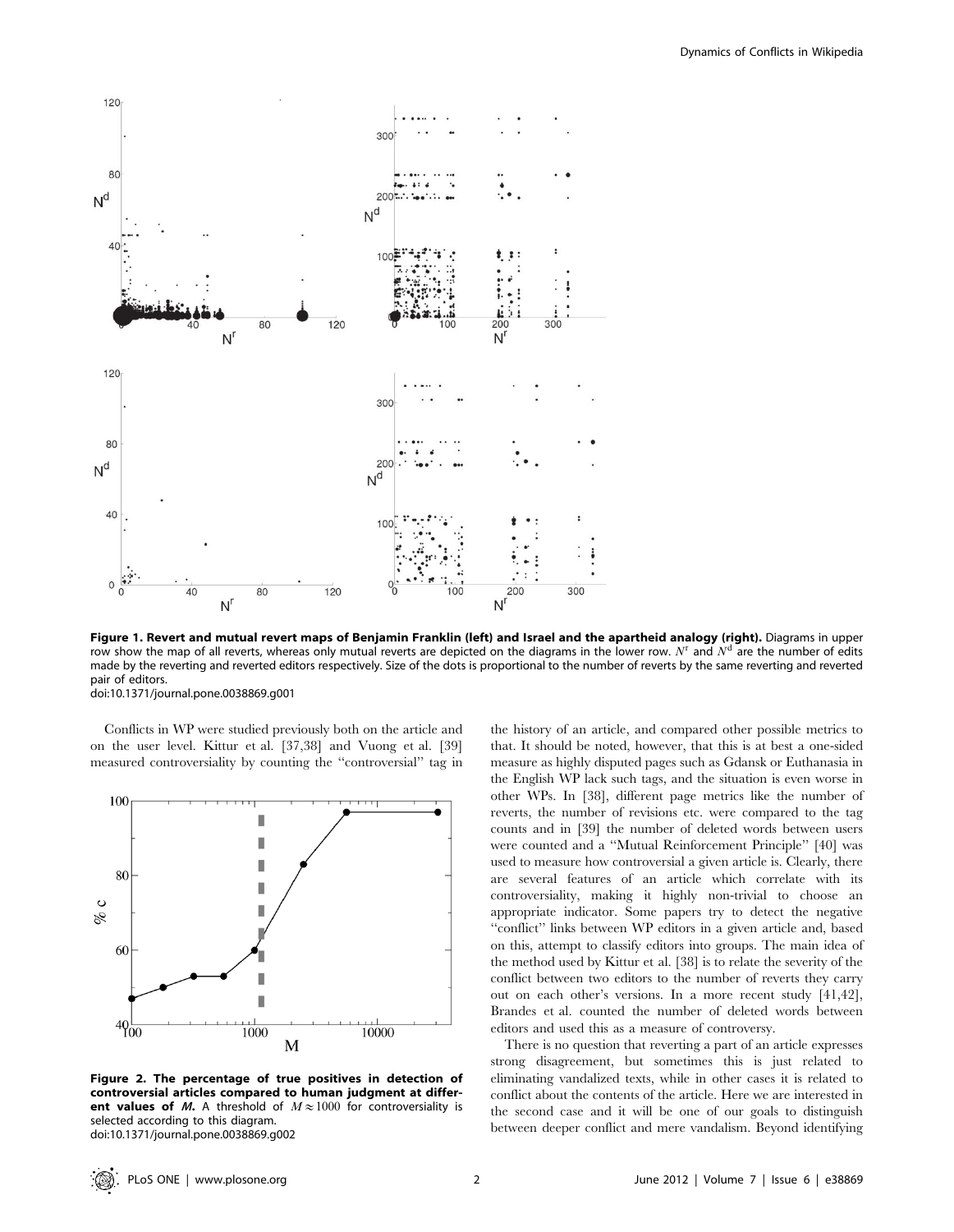**Figure 1. Revert and mutual revert maps of Benjamin Franklin (left) and Israel and the apartheid analogy (right).** Diagrams in upper row show the map of all reverts, whereas only mutual reverts are depicted on the diagrams in the lower row. $N^r$ and $N^d$ are the number of edits made by the reverting and reverted editors respectively. Size of the dots is proportional to the number of reverts by the same reverting and reverted pair of editors.
doi:10.1371/journal.pone.0038869.g001

Conflicts in WP were studied previously both on the article and on the user level. Kittur et al. [37,38] and Vuong et al. [39] measured controversiality by counting the "controversial" tag in the history of an article, and compared other possible metrics to that. It should be noted, however, that this is at best a one-sided measure as highly disputed pages such as Gdansk or Euthanasia in the English WP lack such tags, and the situation is even worse in other WPs. In [38], different page metrics like the number of reverts, the number of revisions etc. were compared to the tag counts and in [39] the number of deleted words between users were counted and a "Mutual Reinforcement Principle" [40] was used to measure how controversial a given article is. Clearly, there are several features of an article which correlate with its controversiality, making it highly non-trivial to choose an appropriate indicator. Some papers try to detect the negative "conflict" links between WP editors in a given article and, based on this, attempt to classify editors into groups. The main idea of the method used by Kittur et al. [38] is to relate the severity of the conflict between two editors to the number of reverts they carry out on each other's versions. In a more recent study [41,42], Brandes et al. counted the number of deleted words between editors and used this as a measure of controversy.

**Figure 2. The percentage of true positives in detection of controversial articles compared to human judgment at different values of *M*.** A threshold of $M \approx 1000$ for controversiality is selected according to this diagram.
doi:10.1371/journal.pone.0038869.g002

There is no question that reverting a part of an article expresses strong disagreement, but sometimes this is just related to eliminating vandalized texts, while in other cases it is related to conflict about the contents of the article. Here we are interested in the second case and it will be one of our goals to distinguish between deeper conflict and mere vandalism. Beyond identifying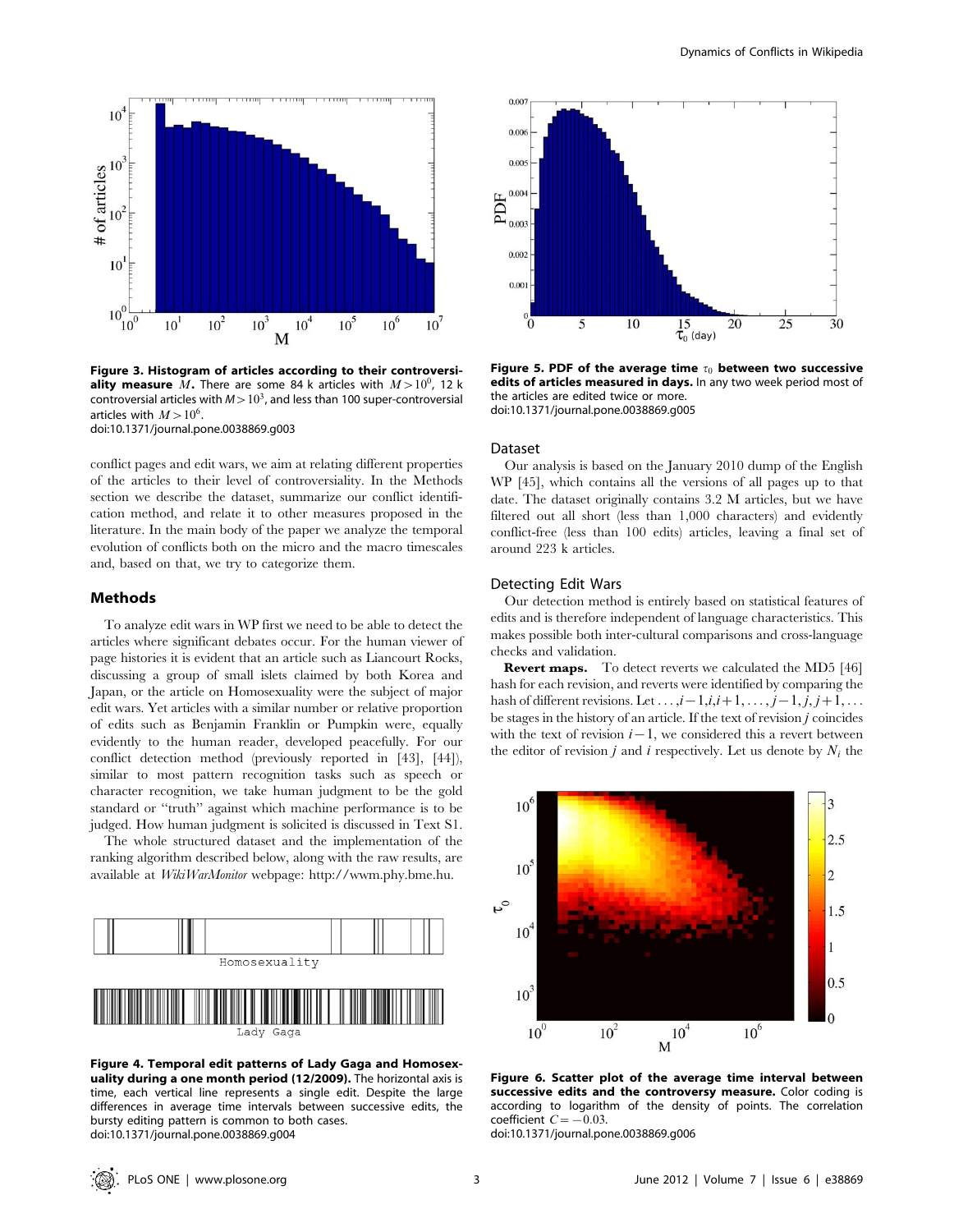**Figure 3. Histogram of articles according to their controversiality measure $M$.** There are some 84 k articles with $M > 10^0$, 12 k controversial articles with $M > 10^3$, and less than 100 super-controversial articles with $M > 10^6$.
doi:10.1371/journal.pone.0038869.g003

**Figure 5. PDF of the average time $\tau_0$ between two successive edits of articles measured in days.** In any two week period most of the articles are edited twice or more.
doi:10.1371/journal.pone.0038869.g005

conflict pages and edit wars, we aim at relating different properties of the articles to their level of controversiality. In the Methods section we describe the dataset, summarize our conflict identification method, and relate it to other measures proposed in the literature. In the main body of the paper we analyze the temporal evolution of conflicts both on the micro and the macro timescales and, based on that, we try to categorize them.

## Methods

To analyze edit wars in WP first we need to be able to detect the articles where significant debates occur. For the human viewer of page histories it is evident that an article such as Liancourt Rocks, discussing a group of small islets claimed by both Korea and Japan, or the article on Homosexuality were the subject of major edit wars. Yet articles with a similar number or relative proportion of edits such as Benjamin Franklin or Pumpkin were, equally evidently to the human reader, developed peacefully. For our conflict detection method (previously reported in [43], [44]), similar to most pattern recognition tasks such as speech or character recognition, we take human judgment to be the gold standard or "truth" against which machine performance is to be judged. How human judgment is solicited is discussed in Text S1.

The whole structured dataset and the implementation of the ranking algorithm described below, along with the raw results, are available at *WikiWarMonitor* webpage: http://wwm.phy.bme.hu.

**Figure 4. Temporal edit patterns of Lady Gaga and Homosexuality during a one month period (12/2009).** The horizontal axis is time, each vertical line represents a single edit. Despite the large differences in average time intervals between successive edits, the bursty editing pattern is common to both cases.
doi:10.1371/journal.pone.0038869.g004

### Dataset

Our analysis is based on the January 2010 dump of the English WP [45], which contains all the versions of all pages up to that date. The dataset originally contains 3.2 M articles, but we have filtered out all short (less than 1,000 characters) and evidently conflict-free (less than 100 edits) articles, leaving a final set of around 223 k articles.

### Detecting Edit Wars

Our detection method is entirely based on statistical features of edits and is therefore independent of language characteristics. This makes possible both inter-cultural comparisons and cross-language checks and validation.

**Revert maps.** To detect reverts we calculated the MD5 [46] hash for each revision, and reverts were identified by comparing the hash of different revisions. Let $\ldots, i-1, i, i+1, \ldots, j-1, j, j+1, \ldots$ be stages in the history of an article. If the text of revision $j$ coincides with the text of revision $i-1$, we considered this a revert between the editor of revision $j$ and $i$ respectively. Let us denote by $N_i$ the

**Figure 6. Scatter plot of the average time interval between successive edits and the controversy measure.** Color coding is according to logarithm of the density of points. The correlation coefficient $C = -0.03$.
doi:10.1371/journal.pone.0038869.g006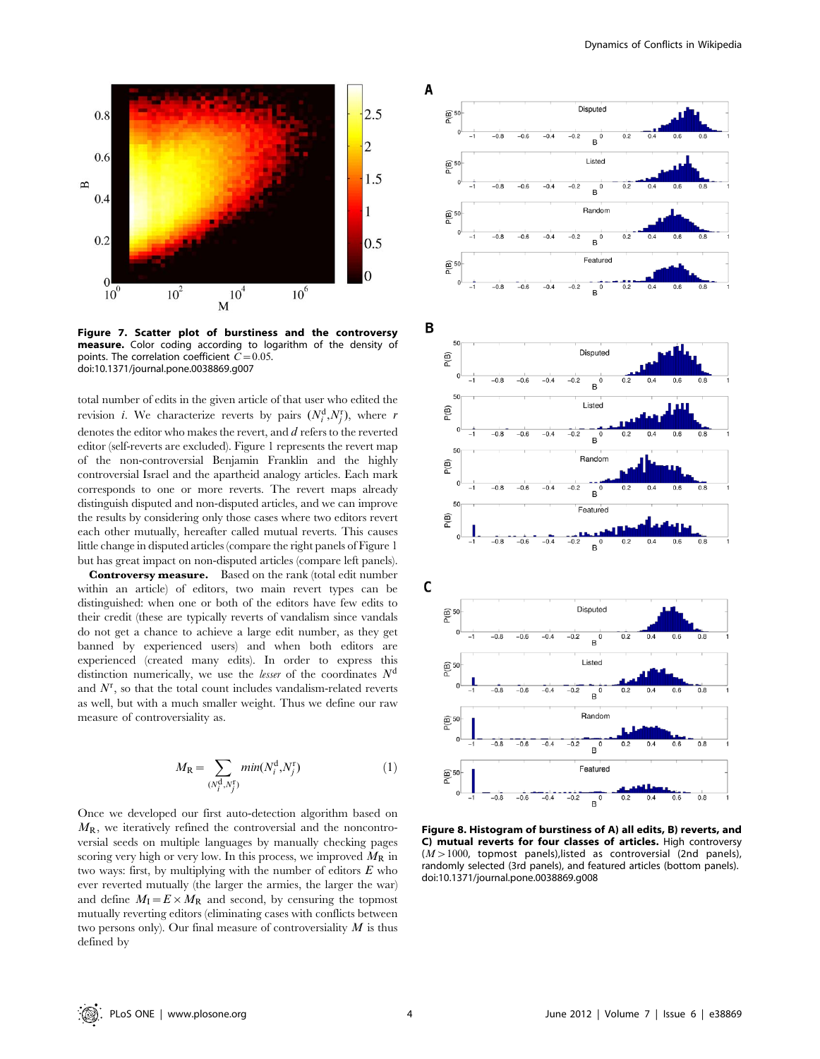**Figure 7. Scatter plot of burstiness and the controversy measure.** Color coding according to logarithm of the density of points. The correlation coefficient $C=0.05$.
doi:10.1371/journal.pone.0038869.g007

total number of edits in the given article of that user who edited the revision $i$. We characterize reverts by pairs $(N_i^d, N_j^r)$, where $r$ denotes the editor who makes the revert, and $d$ refers to the reverted editor (self-reverts are excluded). Figure 1 represents the revert map of the non-controversial Benjamin Franklin and the highly controversial Israel and the apartheid analogy articles. Each mark corresponds to one or more reverts. The revert maps already distinguish disputed and non-disputed articles, and we can improve the results by considering only those cases where two editors revert each other mutually, hereafter called mutual reverts. This causes little change in disputed articles (compare the right panels of Figure 1 but has great impact on non-disputed articles (compare left panels).

**Controversy measure.** Based on the rank (total edit number within an article) of editors, two main revert types can be distinguished: when one or both of the editors have few edits to their credit (these are typically reverts of vandalism since vandals do not get a chance to achieve a large edit number, as they get banned by experienced users) and when both editors are experienced (created many edits). In order to express this distinction numerically, we use the *lesser* of the coordinates $N^d$ and $N^r$, so that the total count includes vandalism-related reverts as well, but with a much smaller weight. Thus we define our raw measure of controversiality as.

$$M_R = \sum_{(N_i^d, N_j^r)} min(N_i^d, N_j^r) \qquad (1)$$

Once we developed our first auto-detection algorithm based on $M_R$, we iteratively refined the controversial and the noncontroversial seeds on multiple languages by manually checking pages scoring very high or very low. In this process, we improved $M_R$ in two ways: first, by multiplying with the number of editors $E$ who ever reverted mutually (the larger the armies, the larger the war) and define $M_I = E \times M_R$ and second, by censuring the topmost mutually reverting editors (eliminating cases with conflicts between two persons only). Our final measure of controversiality $M$ is thus defined by

**Figure 8. Histogram of burstiness of A) all edits, B) reverts, and C) mutual reverts for four classes of articles.** High controversy ($M>1000$, topmost panels),listed as controversial (2nd panels), randomly selected (3rd panels), and featured articles (bottom panels).
doi:10.1371/journal.pone.0038869.g008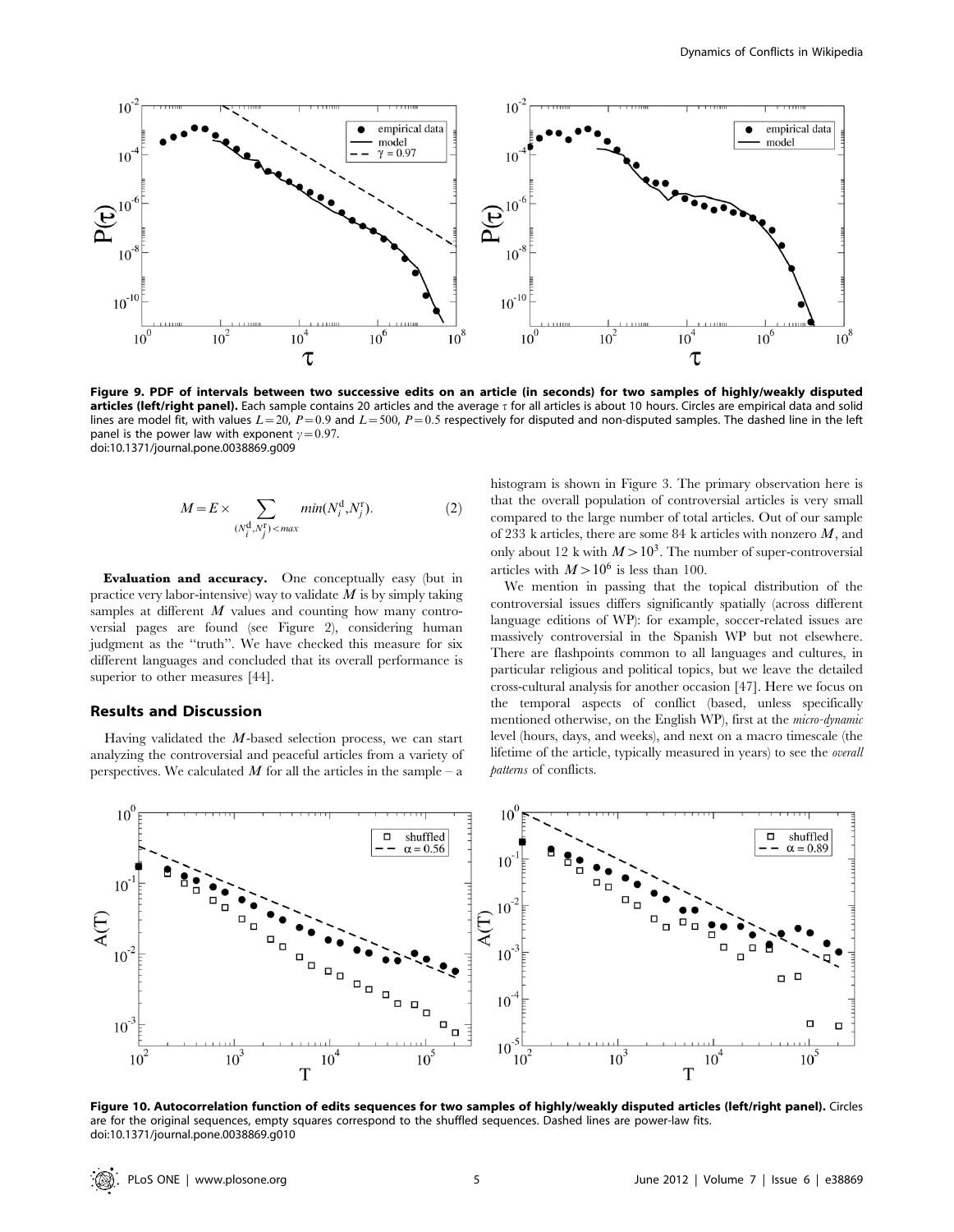**Figure 9. PDF of intervals between two successive edits on an article (in seconds) for two samples of highly/weakly disputed articles (left/right panel).** Each sample contains 20 articles and the average $\tau$ for all articles is about 10 hours. Circles are empirical data and solid lines are model fit, with values $L=20$, $P=0.9$ and $L=500$, $P=0.5$ respectively for disputed and non-disputed samples. The dashed line in the left panel is the power law with exponent $\gamma=0.97$.
doi:10.1371/journal.pone.0038869.g009

$$M = E \times \sum_{(N_i^{\rm d}, N_j^{\rm r}) < max} min(N_i^{\rm d}, N_j^{\rm r}). \tag{2}$$

**Evaluation and accuracy.** One conceptually easy (but in practice very labor-intensive) way to validate $M$ is by simply taking samples at different $M$ values and counting how many controversial pages are found (see Figure 2), considering human judgment as the "truth". We have checked this measure for six different languages and concluded that its overall performance is superior to other measures [44].

## Results and Discussion

Having validated the $M$-based selection process, we can start analyzing the controversial and peaceful articles from a variety of perspectives. We calculated $M$ for all the articles in the sample – a histogram is shown in Figure 3. The primary observation here is that the overall population of controversial articles is very small compared to the large number of total articles. Out of our sample of 233 k articles, there are some 84 k articles with nonzero $M$, and only about 12 k with $M > 10^3$. The number of super-controversial articles with $M > 10^6$ is less than 100.

We mention in passing that the topical distribution of the controversial issues differs significantly spatially (across different language editions of WP): for example, soccer-related issues are massively controversial in the Spanish WP but not elsewhere. There are flashpoints common to all languages and cultures, in particular religious and political topics, but we leave the detailed cross-cultural analysis for another occasion [47]. Here we focus on the temporal aspects of conflict (based, unless specifically mentioned otherwise, on the English WP), first at the *micro-dynamic* level (hours, days, and weeks), and next on a macro timescale (the lifetime of the article, typically measured in years) to see the *overall patterns* of conflicts.

**Figure 10. Autocorrelation function of edits sequences for two samples of highly/weakly disputed articles (left/right panel).** Circles are for the original sequences, empty squares correspond to the shuffled sequences. Dashed lines are power-law fits.
doi:10.1371/journal.pone.0038869.g010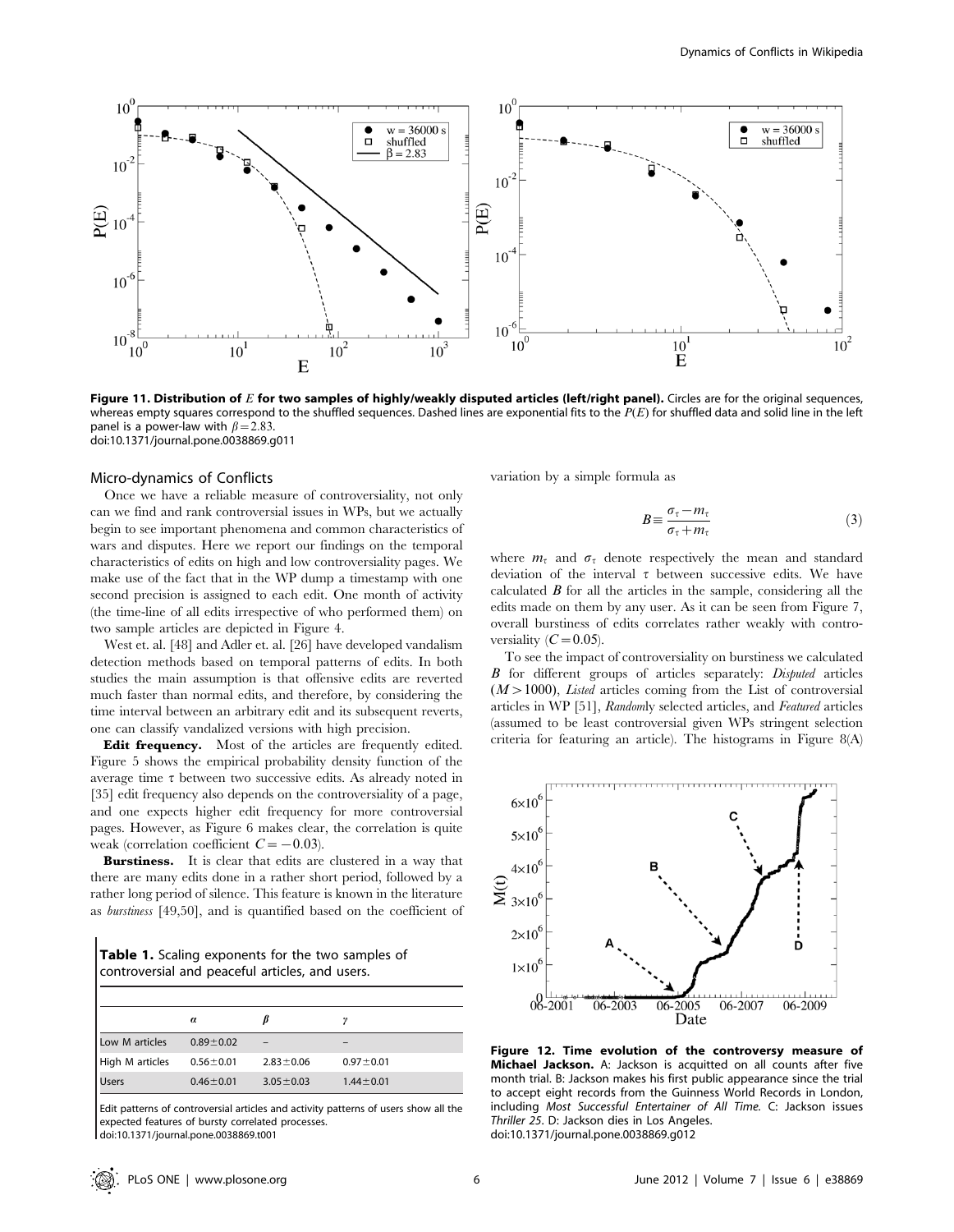**Figure 11. Distribution of $E$ for two samples of highly/weakly disputed articles (left/right panel).** Circles are for the original sequences, whereas empty squares correspond to the shuffled sequences. Dashed lines are exponential fits to the $P(E)$ for shuffled data and solid line in the left panel is a power-law with $\beta = 2.83$.
doi:10.1371/journal.pone.0038869.g011

## Micro-dynamics of Conflicts

Once we have a reliable measure of controversiality, not only can we find and rank controversial issues in WPs, but we actually begin to see important phenomena and common characteristics of wars and disputes. Here we report our findings on the temporal characteristics of edits on high and low controversiality pages. We make use of the fact that in the WP dump a timestamp with one second precision is assigned to each edit. One month of activity (the time-line of all edits irrespective of who performed them) on two sample articles are depicted in Figure 4.

West et. al. [48] and Adler et. al. [26] have developed vandalism detection methods based on temporal patterns of edits. In both studies the main assumption is that offensive edits are reverted much faster than normal edits, and therefore, by considering the time interval between an arbitrary edit and its subsequent reverts, one can classify vandalized versions with high precision.

**Edit frequency.** Most of the articles are frequently edited. Figure 5 shows the empirical probability density function of the average time $\tau$ between two successive edits. As already noted in [35] edit frequency also depends on the controversiality of a page, and one expects higher edit frequency for more controversial pages. However, as Figure 6 makes clear, the correlation is quite weak (correlation coefficient $C = -0.03$).

**Burstiness.** It is clear that edits are clustered in a way that there are many edits done in a rather short period, followed by a rather long period of silence. This feature is known in the literature as *burstiness* [49,50], and is quantified based on the coefficient of variation by a simple formula as

$$B \equiv \frac{\sigma_\tau - m_\tau}{\sigma_\tau + m_\tau} \tag{3}$$

where $m_\tau$ and $\sigma_\tau$ denote respectively the mean and standard deviation of the interval $\tau$ between successive edits. We have calculated $B$ for all the articles in the sample, considering all the edits made on them by any user. As it can be seen from Figure 7, overall burstiness of edits correlates rather weakly with controversiality ($C = 0.05$).

To see the impact of controversiality on burstiness we calculated $B$ for different groups of articles separately: *Disputed* articles ($M > 1000$), *Listed* articles coming from the List of controversial articles in WP [51], *Random*ly selected articles, and *Featured* articles (assumed to be least controversial given WPs stringent selection criteria for featuring an article). The histograms in Figure 8(A)

**Table 1.** Scaling exponents for the two samples of controversial and peaceful articles, and users.

| | $\alpha$ | $\beta$ | $\gamma$ |
|---|---|---|---|
| Low M articles | $0.89 \pm 0.02$ | – | – |
| High M articles | $0.56 \pm 0.01$ | $2.83 \pm 0.06$ | $0.97 \pm 0.01$ |
| Users | $0.46 \pm 0.01$ | $3.05 \pm 0.03$ | $1.44 \pm 0.01$ |

Edit patterns of controversial articles and activity patterns of users show all the expected features of bursty correlated processes.
doi:10.1371/journal.pone.0038869.t001

**Figure 12. Time evolution of the controversy measure of Michael Jackson.** A: Jackson is acquitted on all counts after five month trial. B: Jackson makes his first public appearance since the trial to accept eight records from the Guinness World Records in London, including *Most Successful Entertainer of All Time.* C: Jackson issues *Thriller 25*. D: Jackson dies in Los Angeles.
doi:10.1371/journal.pone.0038869.g012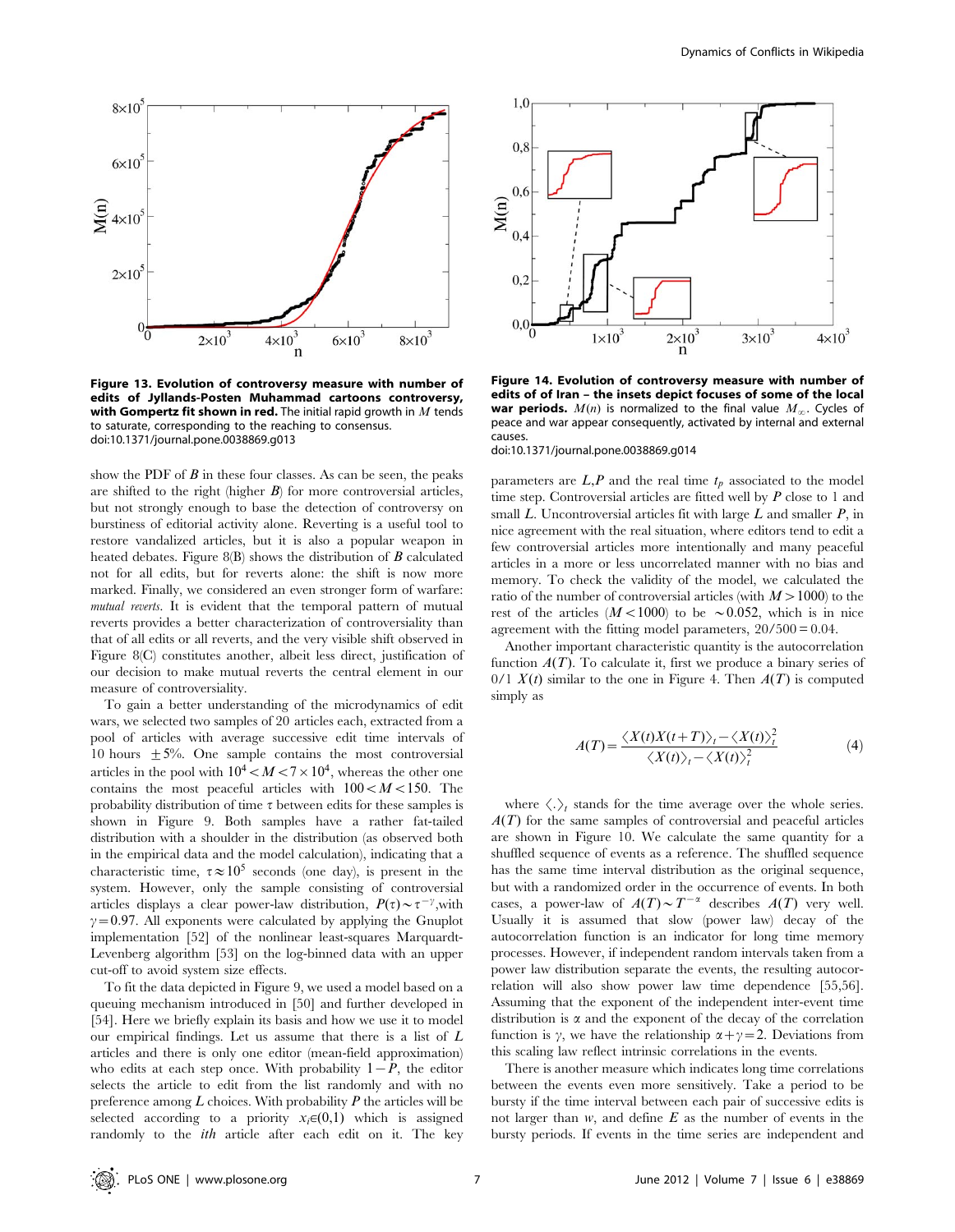**Figure 13. Evolution of controversy measure with number of edits of Jyllands-Posten Muhammad cartoons controversy, with Gompertz fit shown in red.** The initial rapid growth in $M$ tends to saturate, corresponding to the reaching to consensus.
doi:10.1371/journal.pone.0038869.g013

**Figure 14. Evolution of controversy measure with number of edits of of Iran – the insets depict focuses of some of the local war periods.** $M(n)$ is normalized to the final value $M_{\infty}$. Cycles of peace and war appear consequently, activated by internal and external causes.
doi:10.1371/journal.pone.0038869.g014

show the PDF of $B$ in these four classes. As can be seen, the peaks are shifted to the right (higher $B$) for more controversial articles, but not strongly enough to base the detection of controversy on burstiness of editorial activity alone. Reverting is a useful tool to restore vandalized articles, but it is also a popular weapon in heated debates. Figure 8(B) shows the distribution of $B$ calculated not for all edits, but for reverts alone: the shift is now more marked. Finally, we considered an even stronger form of warfare: *mutual reverts*. It is evident that the temporal pattern of mutual reverts provides a better characterization of controversiality than that of all edits or all reverts, and the very visible shift observed in Figure 8(C) constitutes another, albeit less direct, justification of our decision to make mutual reverts the central element in our measure of controversiality.

To gain a better understanding of the microdynamics of edit wars, we selected two samples of 20 articles each, extracted from a pool of articles with average successive edit time intervals of 10 hours $\pm 5\%$. One sample contains the most controversial articles in the pool with $10^4 < M < 7\times10^4$, whereas the other one contains the most peaceful articles with $100 < M < 150$. The probability distribution of time $\tau$ between edits for these samples is shown in Figure 9. Both samples have a rather fat-tailed distribution with a shoulder in the distribution (as observed both in the empirical data and the model calculation), indicating that a characteristic time, $\tau \approx 10^5$ seconds (one day), is present in the system. However, only the sample consisting of controversial articles displays a clear power-law distribution, $P(\tau) \sim \tau^{-\gamma}$,with $\gamma = 0.97$. All exponents were calculated by applying the Gnuplot implementation [52] of the nonlinear least-squares Marquardt-Levenberg algorithm [53] on the log-binned data with an upper cut-off to avoid system size effects.

To fit the data depicted in Figure 9, we used a model based on a queuing mechanism introduced in [50] and further developed in [54]. Here we briefly explain its basis and how we use it to model our empirical findings. Let us assume that there is a list of $L$ articles and there is only one editor (mean-field approximation) who edits at each step once. With probability $1-P$, the editor selects the article to edit from the list randomly and with no preference among $L$ choices. With probability $P$ the articles will be selected according to a priority $x_i \in (0,1)$ which is assigned randomly to the *ith* article after each edit on it. The key parameters are $L$,$P$ and the real time $t_p$ associated to the model time step. Controversial articles are fitted well by $P$ close to 1 and small $L$. Uncontroversial articles fit with large $L$ and smaller $P$, in nice agreement with the real situation, where editors tend to edit a few controversial articles more intentionally and many peaceful articles in a more or less uncorrelated manner with no bias and memory. To check the validity of the model, we calculated the ratio of the number of controversial articles (with $M > 1000$) to the rest of the articles ($M < 1000$) to be $\sim 0.052$, which is in nice agreement with the fitting model parameters, $20/500 = 0.04$.

Another important characteristic quantity is the autocorrelation function $A(T)$. To calculate it, first we produce a binary series of $0/1$ $X(t)$ similar to the one in Figure 4. Then $A(T)$ is computed simply as

$$A(T) = \frac{\langle X(t)X(t+T)\rangle_t - \langle X(t)\rangle_t^2}{\langle X(t)\rangle_t - \langle X(t)\rangle_t^2} \tag{4}$$

where $\langle . \rangle_t$ stands for the time average over the whole series. $A(T)$ for the same samples of controversial and peaceful articles are shown in Figure 10. We calculate the same quantity for a shuffled sequence of events as a reference. The shuffled sequence has the same time interval distribution as the original sequence, but with a randomized order in the occurrence of events. In both cases, a power-law of $A(T) \sim T^{-\alpha}$ describes $A(T)$ very well. Usually it is assumed that slow (power law) decay of the autocorrelation function is an indicator for long time memory processes. However, if independent random intervals taken from a power law distribution separate the events, the resulting autocorrelation will also show power law time dependence [55,56]. Assuming that the exponent of the independent inter-event time distribution is $\alpha$ and the exponent of the decay of the correlation function is $\gamma$, we have the relationship $\alpha + \gamma = 2$. Deviations from this scaling law reflect intrinsic correlations in the events.

There is another measure which indicates long time correlations between the events even more sensitively. Take a period to be bursty if the time interval between each pair of successive edits is not larger than $w$, and define $E$ as the number of events in the bursty periods. If events in the time series are independent and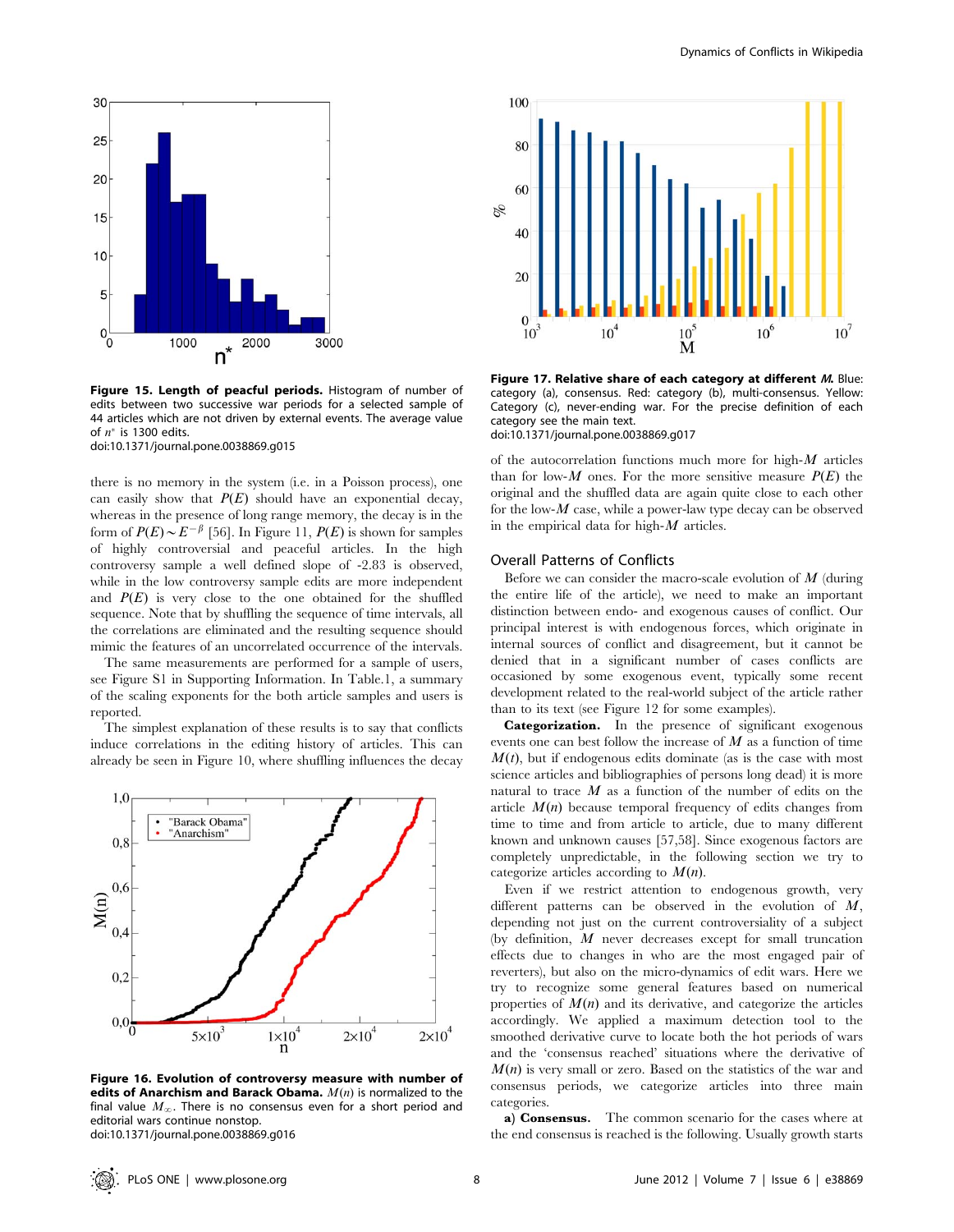**Figure 15. Length of peacful periods.** Histogram of number of edits between two successive war periods for a selected sample of 44 articles which are not driven by external events. The average value of $n^*$ is 1300 edits.
doi:10.1371/journal.pone.0038869.g015

there is no memory in the system (i.e. in a Poisson process), one can easily show that $P(E)$ should have an exponential decay, whereas in the presence of long range memory, the decay is in the form of $P(E) \sim E^{-\beta}$ [56]. In Figure 11, $P(E)$ is shown for samples of highly controversial and peaceful articles. In the high controversy sample a well defined slope of -2.83 is observed, while in the low controversy sample edits are more independent and $P(E)$ is very close to the one obtained for the shuffled sequence. Note that by shuffling the sequence of time intervals, all the correlations are eliminated and the resulting sequence should mimic the features of an uncorrelated occurrence of the intervals.

The same measurements are performed for a sample of users, see Figure S1 in Supporting Information. In Table.1, a summary of the scaling exponents for the both article samples and users is reported.

The simplest explanation of these results is to say that conflicts induce correlations in the editing history of articles. This can already be seen in Figure 10, where shuffling influences the decay

**Figure 16. Evolution of controversy measure with number of edits of Anarchism and Barack Obama.** $M(n)$ is normalized to the final value $M_\infty$. There is no consensus even for a short period and editorial wars continue nonstop.
doi:10.1371/journal.pone.0038869.g016

**Figure 17. Relative share of each category at different $M$.** Blue: category (a), consensus. Red: category (b), multi-consensus. Yellow: Category (c), never-ending war. For the precise definition of each category see the main text.
doi:10.1371/journal.pone.0038869.g017

of the autocorrelation functions much more for high-$M$ articles than for low-$M$ ones. For the more sensitive measure $P(E)$ the original and the shuffled data are again quite close to each other for the low-$M$ case, while a power-law type decay can be observed in the empirical data for high-$M$ articles.

## Overall Patterns of Conflicts

Before we can consider the macro-scale evolution of $M$ (during the entire life of the article), we need to make an important distinction between endo- and exogenous causes of conflict. Our principal interest is with endogenous forces, which originate in internal sources of conflict and disagreement, but it cannot be denied that in a significant number of cases conflicts are occasioned by some exogenous event, typically some recent development related to the real-world subject of the article rather than to its text (see Figure 12 for some examples).

**Categorization.** In the presence of significant exogenous events one can best follow the increase of $M$ as a function of time $M(t)$, but if endogenous edits dominate (as is the case with most science articles and bibliographies of persons long dead) it is more natural to trace $M$ as a function of the number of edits on the article $M(n)$ because temporal frequency of edits changes from time to time and from article to article, due to many different known and unknown causes [57,58]. Since exogenous factors are completely unpredictable, in the following section we try to categorize articles according to $M(n)$.

Even if we restrict attention to endogenous growth, very different patterns can be observed in the evolution of $M$, depending not just on the current controversiality of a subject (by definition, $M$ never decreases except for small truncation effects due to changes in who are the most engaged pair of reverters), but also on the micro-dynamics of edit wars. Here we try to recognize some general features based on numerical properties of $M(n)$ and its derivative, and categorize the articles accordingly. We applied a maximum detection tool to the smoothed derivative curve to locate both the hot periods of wars and the 'consensus reached' situations where the derivative of $M(n)$ is very small or zero. Based on the statistics of the war and consensus periods, we categorize articles into three main categories.

**a) Consensus.** The common scenario for the cases where at the end consensus is reached is the following. Usually growth starts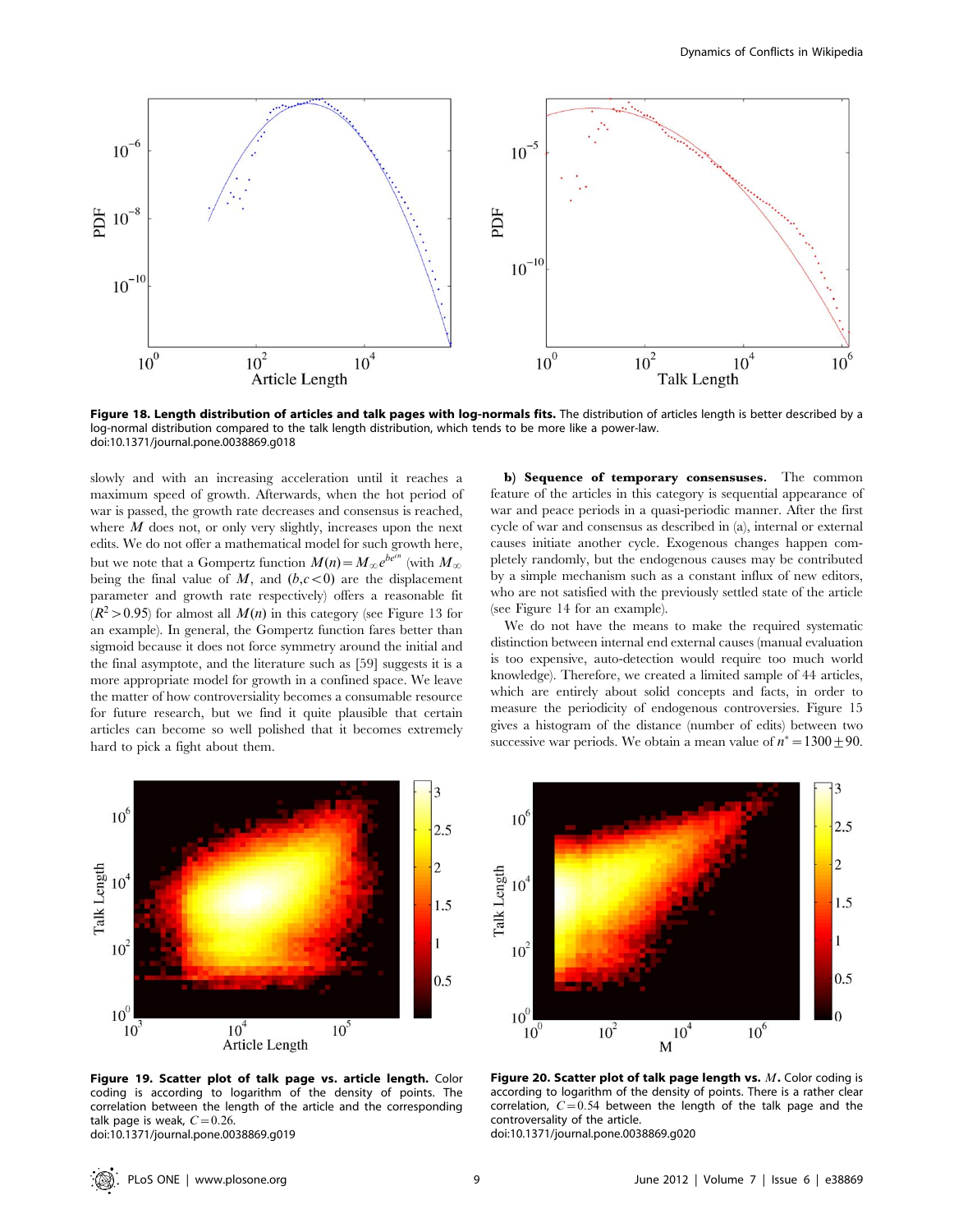**Figure 18. Length distribution of articles and talk pages with log-normals fits.** The distribution of articles length is better described by a log-normal distribution compared to the talk length distribution, which tends to be more like a power-law.
doi:10.1371/journal.pone.0038869.g018

slowly and with an increasing acceleration until it reaches a maximum speed of growth. Afterwards, when the hot period of war is passed, the growth rate decreases and consensus is reached, where $M$ does not, or only very slightly, increases upon the next edits. We do not offer a mathematical model for such growth here, but we note that a Gompertz function $M(n) = M_{\infty} e^{be^{cn}}$ (with $M_{\infty}$ being the final value of $M$, and $(b,c<0)$ are the displacement parameter and growth rate respectively) offers a reasonable fit ($R^2 > 0.95$) for almost all $M(n)$ in this category (see Figure 13 for an example). In general, the Gompertz function fares better than sigmoid because it does not force symmetry around the initial and the final asymptote, and the literature such as [59] suggests it is a more appropriate model for growth in a confined space. We leave the matter of how controversiality becomes a consumable resource for future research, but we find it quite plausible that certain articles can become so well polished that it becomes extremely hard to pick a fight about them.

**b) Sequence of temporary consensuses.** The common feature of the articles in this category is sequential appearance of war and peace periods in a quasi-periodic manner. After the first cycle of war and consensus as described in (a), internal or external causes initiate another cycle. Exogenous changes happen completely randomly, but the endogenous causes may be contributed by a simple mechanism such as a constant influx of new editors, who are not satisfied with the previously settled state of the article (see Figure 14 for an example).

We do not have the means to make the required systematic distinction between internal end external causes (manual evaluation is too expensive, auto-detection would require too much world knowledge). Therefore, we created a limited sample of 44 articles, which are entirely about solid concepts and facts, in order to measure the periodicity of endogenous controversies. Figure 15 gives a histogram of the distance (number of edits) between two successive war periods. We obtain a mean value of $n^* = 1300 \pm 90$.

**Figure 19. Scatter plot of talk page vs. article length.** Color coding is according to logarithm of the density of points. The correlation between the length of the article and the corresponding talk page is weak, $C = 0.26$.
doi:10.1371/journal.pone.0038869.g019

**Figure 20. Scatter plot of talk page length vs. $M$.** Color coding is according to logarithm of the density of points. There is a rather clear correlation, $C = 0.54$ between the length of the talk page and the controversality of the article.
doi:10.1371/journal.pone.0038869.g020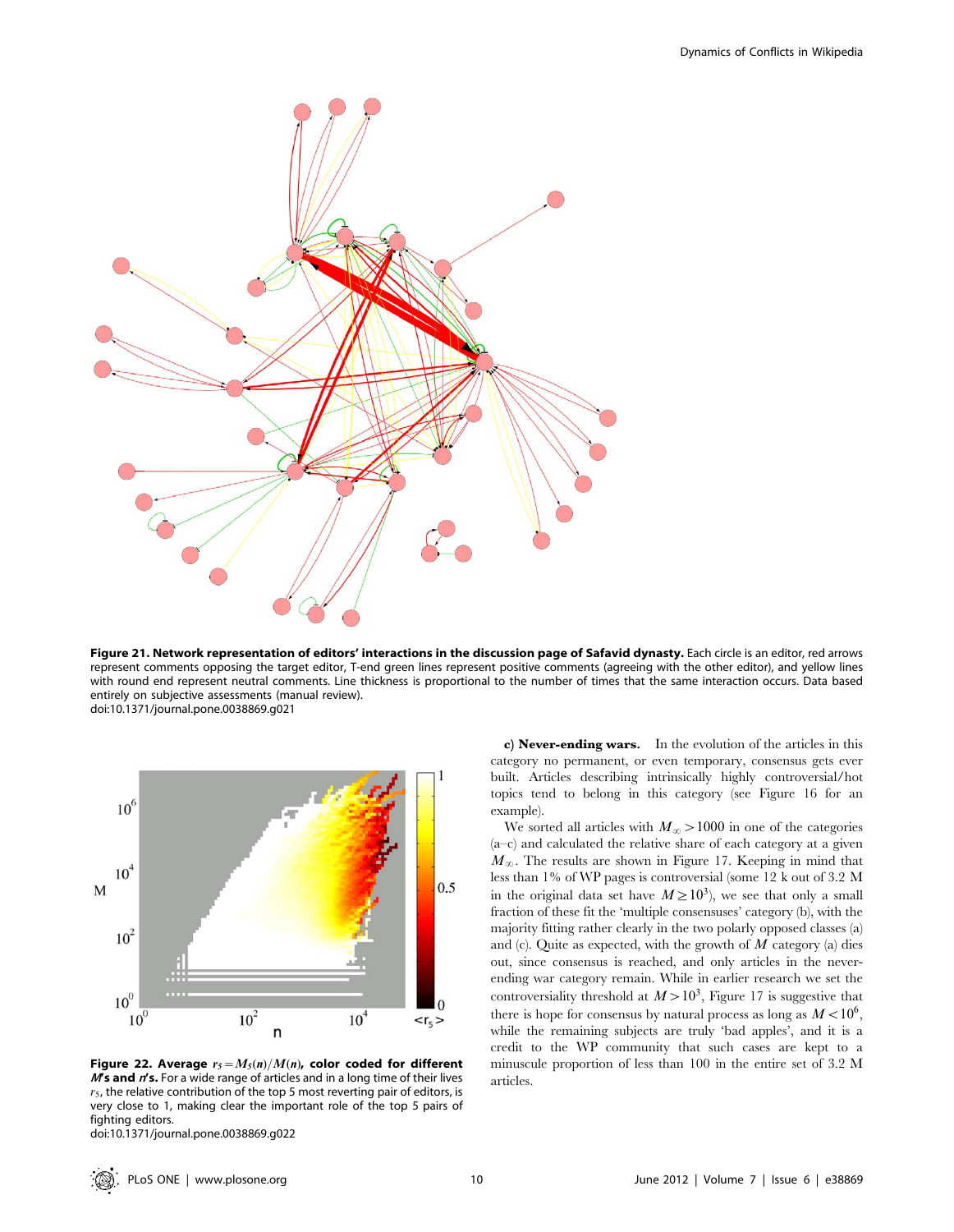**Figure 21. Network representation of editors' interactions in the discussion page of Safavid dynasty.** Each circle is an editor, red arrows represent comments opposing the target editor, T-end green lines represent positive comments (agreeing with the other editor), and yellow lines with round end represent neutral comments. Line thickness is proportional to the number of times that the same interaction occurs. Data based entirely on subjective assessments (manual review).
doi:10.1371/journal.pone.0038869.g021

**Figure 22. Average $r_5 = M_5(n)/M(n)$, color coded for different $M$'s and $n$'s.** For a wide range of articles and in a long time of their lives $r_5$, the relative contribution of the top 5 most reverting pair of editors, is very close to 1, making clear the important role of the top 5 pairs of fighting editors.
doi:10.1371/journal.pone.0038869.g022

**c) Never-ending wars.** In the evolution of the articles in this category no permanent, or even temporary, consensus gets ever built. Articles describing intrinsically highly controversial/hot topics tend to belong in this category (see Figure 16 for an example).

We sorted all articles with $M_\infty > 1000$ in one of the categories (a–c) and calculated the relative share of each category at a given $M_\infty$. The results are shown in Figure 17. Keeping in mind that less than 1% of WP pages is controversial (some 12 k out of 3.2 M in the original data set have $M \geq 10^3$), we see that only a small fraction of these fit the 'multiple consensuses' category (b), with the majority fitting rather clearly in the two polarly opposed classes (a) and (c). Quite as expected, with the growth of $M$ category (a) dies out, since consensus is reached, and only articles in the never-ending war category remain. While in earlier research we set the controversiality threshold at $M > 10^3$, Figure 17 is suggestive that there is hope for consensus by natural process as long as $M < 10^6$, while the remaining subjects are truly 'bad apples', and it is a credit to the WP community that such cases are kept to a minuscule proportion of less than 100 in the entire set of 3.2 M articles.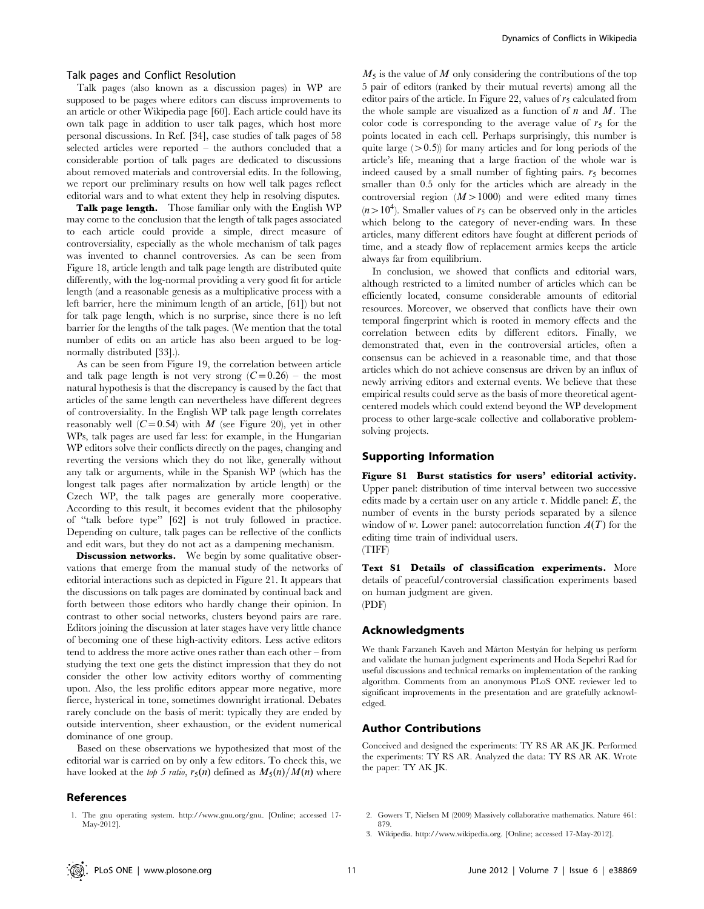### Talk pages and Conflict Resolution

Talk pages (also known as a discussion pages) in WP are supposed to be pages where editors can discuss improvements to an article or other Wikipedia page [60]. Each article could have its own talk page in addition to user talk pages, which host more personal discussions. In Ref. [34], case studies of talk pages of 58 selected articles were reported – the authors concluded that a considerable portion of talk pages are dedicated to discussions about removed materials and controversial edits. In the following, we report our preliminary results on how well talk pages reflect editorial wars and to what extent they help in resolving disputes.

**Talk page length.** Those familiar only with the English WP may come to the conclusion that the length of talk pages associated to each article could provide a simple, direct measure of controversiality, especially as the whole mechanism of talk pages was invented to channel controversies. As can be seen from Figure 18, article length and talk page length are distributed quite differently, with the log-normal providing a very good fit for article length (and a reasonable genesis as a multiplicative process with a left barrier, here the minimum length of an article, [61]) but not for talk page length, which is no surprise, since there is no left barrier for the lengths of the talk pages. (We mention that the total number of edits on an article has also been argued to be log-normally distributed [33].).

As can be seen from Figure 19, the correlation between article and talk page length is not very strong ($C=0.26$) – the most natural hypothesis is that the discrepancy is caused by the fact that articles of the same length can nevertheless have different degrees of controversiality. In the English WP talk page length correlates reasonably well ($C=0.54$) with $M$ (see Figure 20), yet in other WPs, talk pages are used far less: for example, in the Hungarian WP editors solve their conflicts directly on the pages, changing and reverting the versions which they do not like, generally without any talk or arguments, while in the Spanish WP (which has the longest talk pages after normalization by article length) or the Czech WP, the talk pages are generally more cooperative. According to this result, it becomes evident that the philosophy of "talk before type" [62] is not truly followed in practice. Depending on culture, talk pages can be reflective of the conflicts and edit wars, but they do not act as a dampening mechanism.

**Discussion networks.** We begin by some qualitative observations that emerge from the manual study of the networks of editorial interactions such as depicted in Figure 21. It appears that the discussions on talk pages are dominated by continual back and forth between those editors who hardly change their opinion. In contrast to other social networks, clusters beyond pairs are rare. Editors joining the discussion at later stages have very little chance of becoming one of these high-activity editors. Less active editors tend to address the more active ones rather than each other – from studying the text one gets the distinct impression that they do not consider the other low activity editors worthy of commenting upon. Also, the less prolific editors appear more negative, more fierce, hysterical in tone, sometimes downright irrational. Debates rarely conclude on the basis of merit: typically they are ended by outside intervention, sheer exhaustion, or the evident numerical dominance of one group.

Based on these observations we hypothesized that most of the editorial war is carried on by only a few editors. To check this, we have looked at the *top 5 ratio*, $r_5(n)$ defined as $M_5(n)/M(n)$ where $M_5$ is the value of $M$ only considering the contributions of the top 5 pair of editors (ranked by their mutual reverts) among all the editor pairs of the article. In Figure 22, values of $r_5$ calculated from the whole sample are visualized as a function of $n$ and $M$. The color code is corresponding to the average value of $r_5$ for the points located in each cell. Perhaps surprisingly, this number is quite large ($>0.5$)) for many articles and for long periods of the article's life, meaning that a large fraction of the whole war is indeed caused by a small number of fighting pairs. $r_5$ becomes smaller than 0.5 only for the articles which are already in the controversial region ($M>1000$) and were edited many times ($n>10^4$). Smaller values of $r_5$ can be observed only in the articles which belong to the category of never-ending wars. In these articles, many different editors have fought at different periods of time, and a steady flow of replacement armies keeps the article always far from equilibrium.

In conclusion, we showed that conflicts and editorial wars, although restricted to a limited number of articles which can be efficiently located, consume considerable amounts of editorial resources. Moreover, we observed that conflicts have their own temporal fingerprint which is rooted in memory effects and the correlation between edits by different editors. Finally, we demonstrated that, even in the controversial articles, often a consensus can be achieved in a reasonable time, and that those articles which do not achieve consensus are driven by an influx of newly arriving editors and external events. We believe that these empirical results could serve as the basis of more theoretical agent-centered models which could extend beyond the WP development process to other large-scale collective and collaborative problem-solving projects.

## Supporting Information

**Figure S1 Burst statistics for users' editorial activity.** Upper panel: distribution of time interval between two successive edits made by a certain user on any article $\tau$. Middle panel: $E$, the number of events in the bursty periods separated by a silence window of $w$. Lower panel: autocorrelation function $A(T)$ for the editing time train of individual users.
(TIFF)

**Text S1 Details of classification experiments.** More details of peaceful/controversial classification experiments based on human judgment are given.
(PDF)

## Acknowledgments

We thank Farzaneh Kaveh and Márton Mestyán for helping us perform and validate the human judgment experiments and Hoda Sepehri Rad for useful discussions and technical remarks on implementation of the ranking algorithm. Comments from an anonymous PLoS ONE reviewer led to significant improvements in the presentation and are gratefully acknowledged.

## Author Contributions

Conceived and designed the experiments: TY RS AR AK JK. Performed the experiments: TY RS AR. Analyzed the data: TY RS AR AK. Wrote the paper: TY AK JK.

## References

1. The gnu operating system. http://www.gnu.org/gnu. [Online; accessed 17-May-2012].
2. Gowers T, Nielsen M (2009) Massively collaborative mathematics. Nature 461: 879.
3. Wikipedia. http://www.wikipedia.org. [Online; accessed 17-May-2012].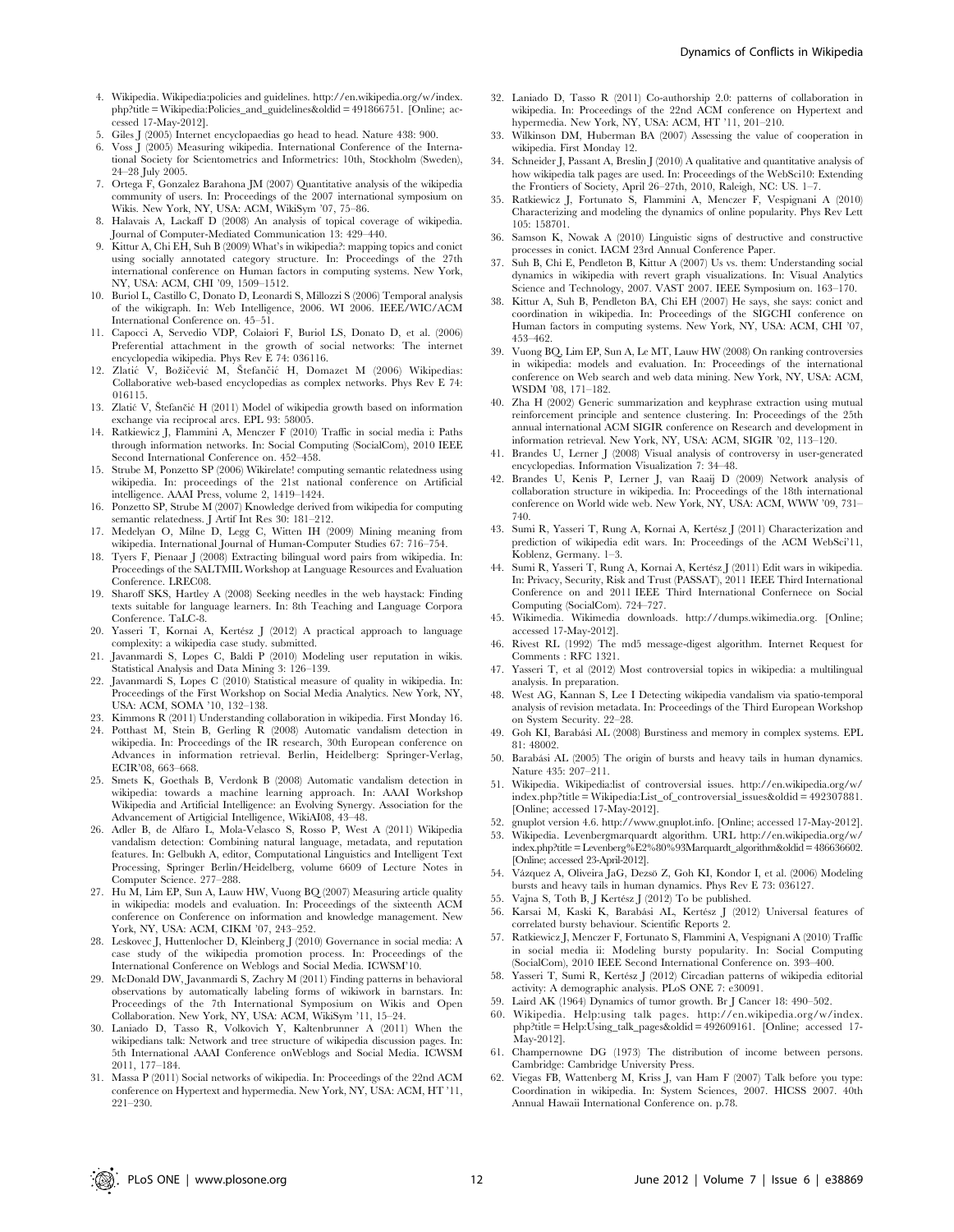4. Wikipedia. Wikipedia:policies and guidelines. http://en.wikipedia.org/w/index.php?title = Wikipedia:Policies_and_guidelines&oldid = 491866751. [Online; accessed 17-May-2012].
5. Giles J (2005) Internet encyclopaedias go head to head. Nature 438: 900.
6. Voss J (2005) Measuring wikipedia. International Conference of the International Society for Scientometrics and Informetrics: 10th, Stockholm (Sweden), 24–28 July 2005.
7. Ortega F, Gonzalez Barahona JM (2007) Quantitative analysis of the wikipedia community of users. In: Proceedings of the 2007 international symposium on Wikis. New York, NY, USA: ACM, WikiSym '07, 75–86.
8. Halavais A, Lackaff D (2008) An analysis of topical coverage of wikipedia. Journal of Computer-Mediated Communication 13: 429–440.
9. Kittur A, Chi EH, Suh B (2009) What's in wikipedia?: mapping topics and conict using socially annotated category structure. In: Proceedings of the 27th international conference on Human factors in computing systems. New York, NY, USA: ACM, CHI '09, 1509–1512.
10. Buriol L, Castillo C, Donato D, Leonardi S, Millozzi S (2006) Temporal analysis of the wikigraph. In: Web Intelligence, 2006. WI 2006. IEEE/WIC/ACM International Conference on. 45–51.
11. Capocci A, Servedio VDP, Colaiori F, Buriol LS, Donato D, et al. (2006) Preferential attachment in the growth of social networks: The internet encyclopedia wikipedia. Phys Rev E 74: 036116.
12. Zlatić V, Božičević M, Štefančić H, Domazet M (2006) Wikipedias: Collaborative web-based encyclopedias as complex networks. Phys Rev E 74: 016115.
13. Zlatić V, Štefančić H (2011) Model of wikipedia growth based on information exchange via reciprocal arcs. EPL 93: 58005.
14. Ratkiewicz J, Flammini A, Menczer F (2010) Traffic in social media i: Paths through information networks. In: Social Computing (SocialCom), 2010 IEEE Second International Conference on. 452–458.
15. Strube M, Ponzetto SP (2006) Wikirelate! computing semantic relatedness using wikipedia. In: proceedings of the 21st national conference on Artificial intelligence. AAAI Press, volume 2, 1419–1424.
16. Ponzetto SP, Strube M (2007) Knowledge derived from wikipedia for computing semantic relatedness. J Artif Int Res 30: 181–212.
17. Medelyan O, Milne D, Legg C, Witten IH (2009) Mining meaning from wikipedia. International Journal of Human-Computer Studies 67: 716–754.
18. Tyers F, Pienaar J (2008) Extracting bilingual word pairs from wikipedia. In: Proceedings of the SALTMIL Workshop at Language Resources and Evaluation Conference. LREC08.
19. Sharoff SKS, Hartley A (2008) Seeking needles in the web haystack: Finding texts suitable for language learners. In: 8th Teaching and Language Corpora Conference. TaLC-8.
20. Yasseri T, Kornai A, Kertész J (2012) A practical approach to language complexity: a wikipedia case study. submitted.
21. Javanmardi S, Lopes C, Baldi P (2010) Modeling user reputation in wikis. Statistical Analysis and Data Mining 3: 126–139.
22. Javanmardi S, Lopes C (2010) Statistical measure of quality in wikipedia. In: Proceedings of the First Workshop on Social Media Analytics. New York, NY, USA: ACM, SOMA '10, 132–138.
23. Kimmons R (2011) Understanding collaboration in wikipedia. First Monday 16.
24. Potthast M, Stein B, Gerling R (2008) Automatic vandalism detection in wikipedia. In: Proceedings of the IR research, 30th European conference on Advances in information retrieval. Berlin, Heidelberg: Springer-Verlag, ECIR'08, 663–668.
25. Smets K, Goethals B, Verdonk B (2008) Automatic vandalism detection in wikipedia: towards a machine learning approach. In: AAAI Workshop Wikipedia and Artificial Intelligence: an Evolving Synergy. Association for the Advancement of Artigicial Intelligence, WikiAI08, 43–48.
26. Adler B, de Alfaro L, Mola-Velasco S, Rosso P, West A (2011) Wikipedia vandalism detection: Combining natural language, metadata, and reputation features. In: Gelbukh A, editor, Computational Linguistics and Intelligent Text Processing, Springer Berlin/Heidelberg, volume 6609 of Lecture Notes in Computer Science. 277–288.
27. Hu M, Lim EP, Sun A, Lauw HW, Vuong BQ (2007) Measuring article quality in wikipedia: models and evaluation. In: Proceedings of the sixteenth ACM conference on Conference on information and knowledge management. New York, NY, USA: ACM, CIKM '07, 243–252.
28. Leskovec J, Huttenlocher D, Kleinberg J (2010) Governance in social media: A case study of the wikipedia promotion process. In: Proceedings of the International Conference on Weblogs and Social Media. ICWSM'10.
29. McDonald DW, Javanmardi S, Zachry M (2011) Finding patterns in behavioral observations by automatically labeling forms of wikiwork in barnstars. In: Proceedings of the 7th International Symposium on Wikis and Open Collaboration. New York, NY, USA: ACM, WikiSym '11, 15–24.
30. Laniado D, Tasso R, Volkovich Y, Kaltenbrunner A (2011) When the wikipedians talk: Network and tree structure of wikipedia discussion pages. In: 5th International AAAI Conference onWeblogs and Social Media. ICWSM 2011, 177–184.
31. Massa P (2011) Social networks of wikipedia. In: Proceedings of the 22nd ACM conference on Hypertext and hypermedia. New York, NY, USA: ACM, HT '11, 221–230.
32. Laniado D, Tasso R (2011) Co-authorship 2.0: patterns of collaboration in wikipedia. In: Proceedings of the 22nd ACM conference on Hypertext and hypermedia. New York, NY, USA: ACM, HT '11, 201–210.
33. Wilkinson DM, Huberman BA (2007) Assessing the value of cooperation in wikipedia. First Monday 12.
34. Schneider J, Passant A, Breslin J (2010) A qualitative and quantitative analysis of how wikipedia talk pages are used. In: Proceedings of the WebSci10: Extending the Frontiers of Society, April 26–27th, 2010, Raleigh, NC: US. 1–7.
35. Ratkiewicz J, Fortunato S, Flammini A, Menczer F, Vespignani A (2010) Characterizing and modeling the dynamics of online popularity. Phys Rev Lett 105: 158701.
36. Samson K, Nowak A (2010) Linguistic signs of destructive and constructive processes in conict. IACM 23rd Annual Conference Paper.
37. Suh B, Chi E, Pendleton B, Kittur A (2007) Us vs. them: Understanding social dynamics in wikipedia with revert graph visualizations. In: Visual Analytics Science and Technology, 2007. VAST 2007. IEEE Symposium on. 163–170.
38. Kittur A, Suh B, Pendleton BA, Chi EH (2007) He says, she says: conict and coordination in wikipedia. In: Proceedings of the SIGCHI conference on Human factors in computing systems. New York, NY, USA: ACM, CHI '07, 453–462.
39. Vuong BQ, Lim EP, Sun A, Le MT, Lauw HW (2008) On ranking controversies in wikipedia: models and evaluation. In: Proceedings of the international conference on Web search and web data mining. New York, NY, USA: ACM, WSDM '08, 171–182.
40. Zha H (2002) Generic summarization and keyphrase extraction using mutual reinforcement principle and sentence clustering. In: Proceedings of the 25th annual international ACM SIGIR conference on Research and development in information retrieval. New York, NY, USA: ACM, SIGIR '02, 113–120.
41. Brandes U, Lerner J (2008) Visual analysis of controversy in user-generated encyclopedias. Information Visualization 7: 34–48.
42. Brandes U, Kenis P, Lerner J, van Raaij D (2009) Network analysis of collaboration structure in wikipedia. In: Proceedings of the 18th international conference on World wide web. New York, NY, USA: ACM, WWW '09, 731–740.
43. Sumi R, Yasseri T, Rung A, Kornai A, Kertész J (2011) Characterization and prediction of wikipedia edit wars. In: Proceedings of the ACM WebSci'11, Koblenz, Germany. 1–3.
44. Sumi R, Yasseri T, Rung A, Kornai A, Kertész J (2011) Edit wars in wikipedia. In: Privacy, Security, Risk and Trust (PASSAT), 2011 IEEE Third International Conference on and 2011 IEEE Third International Confernece on Social Computing (SocialCom). 724–727.
45. Wikimedia. Wikimedia downloads. http://dumps.wikimedia.org. [Online; accessed 17-May-2012].
46. Rivest RL (1992) The md5 message-digest algorithm. Internet Request for Comments : RFC 1321.
47. Yasseri T, et al (2012) Most controversial topics in wikipedia: a multilingual analysis. In preparation.
48. West AG, Kannan S, Lee I Detecting wikipedia vandalism via spatio-temporal analysis of revision metadata. In: Proceedings of the Third European Workshop on System Security. 22–28.
49. Goh KI, Barabási AL (2008) Burstiness and memory in complex systems. EPL 81: 48002.
50. Barabási AL (2005) The origin of bursts and heavy tails in human dynamics. Nature 435: 207–211.
51. Wikipedia. Wikipedia:list of controversial issues. http://en.wikipedia.org/w/index.php?title = Wikipedia:List_of_controversial_issues&oldid = 492307881. [Online; accessed 17-May-2012].
52. gnuplot version 4.6. http://www.gnuplot.info. [Online; accessed 17-May-2012].
53. Wikipedia. Levenbergmarquardt algorithm. URL http://en.wikipedia.org/w/index.php?title = Levenberg%E2%80%93Marquardt_algorithm&oldid = 486636602. [Online; accessed 23-April-2012].
54. Vázquez A, Oliveira JaG, Dezsö Z, Goh KI, Kondor I, et al. (2006) Modeling bursts and heavy tails in human dynamics. Phys Rev E 73: 036127.
55. Vajna S, Toth B, J Kertész J (2012) To be published.
56. Karsai M, Kaski K, Barabási AL, Kertész J (2012) Universal features of correlated bursty behaviour. Scientific Reports 2.
57. Ratkiewicz J, Menczer F, Fortunato S, Flammini A, Vespignani A (2010) Traffic in social media ii: Modeling bursty popularity. In: Social Computing (SocialCom), 2010 IEEE Second International Conference on. 393–400.
58. Yasseri T, Sumi R, Kertész J (2012) Circadian patterns of wikipedia editorial activity: A demographic analysis. PLoS ONE 7: e30091.
59. Laird AK (1964) Dynamics of tumor growth. Br J Cancer 18: 490–502.
60. Wikipedia. Help:using talk pages. http://en.wikipedia.org/w/index.php?title = Help:Using_talk_pages&oldid = 492609161. [Online; accessed 17-May-2012].
61. Champernowne DG (1973) The distribution of income between persons. Cambridge: Cambridge University Press.
62. Viegas FB, Wattenberg M, Kriss J, van Ham F (2007) Talk before you type: Coordination in wikipedia. In: System Sciences, 2007. HICSS 2007. 40th Annual Hawaii International Conference on. p.78.